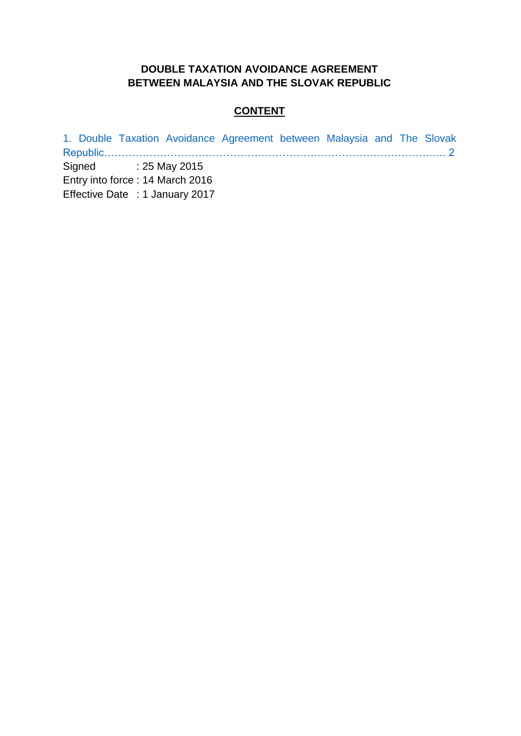**DOUBLE TAXATION AVOIDANCE AGREEMENT**
**BETWEEN MALAYSIA AND THE SLOVAK REPUBLIC**

**CONTENT**

1. Double Taxation Avoidance Agreement between Malaysia and The Slovak Republic……………………………………………………………………………………..… 2

Signed : 25 May 2015
Entry into force : 14 March 2016
Effective Date : 1 January 2017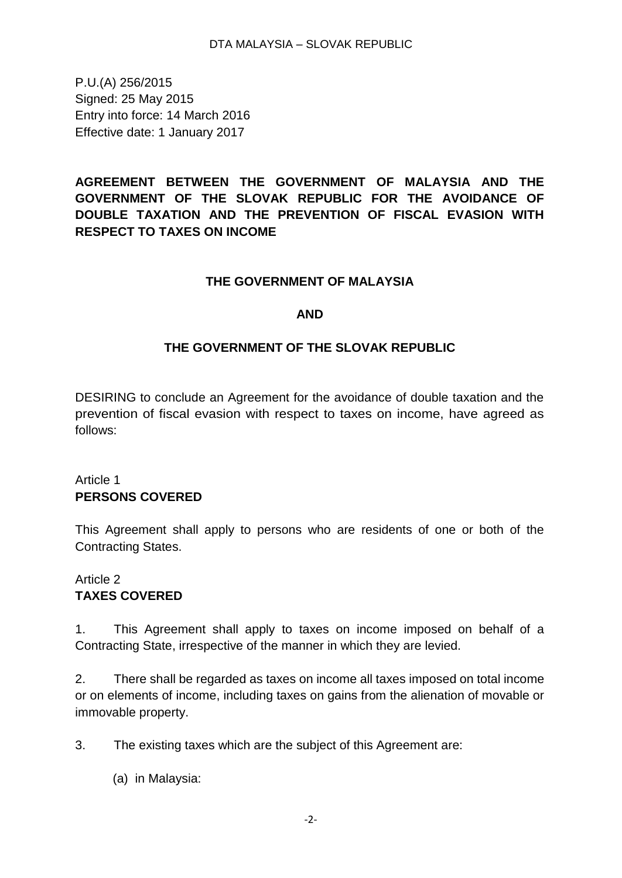P.U.(A) 256/2015
Signed: 25 May 2015
Entry into force: 14 March 2016
Effective date: 1 January 2017

# AGREEMENT BETWEEN THE GOVERNMENT OF MALAYSIA AND THE GOVERNMENT OF THE SLOVAK REPUBLIC FOR THE AVOIDANCE OF DOUBLE TAXATION AND THE PREVENTION OF FISCAL EVASION WITH RESPECT TO TAXES ON INCOME

**THE GOVERNMENT OF MALAYSIA**

**AND**

**THE GOVERNMENT OF THE SLOVAK REPUBLIC**

DESIRING to conclude an Agreement for the avoidance of double taxation and the prevention of fiscal evasion with respect to taxes on income, have agreed as follows:

## Article 1
## PERSONS COVERED

This Agreement shall apply to persons who are residents of one or both of the Contracting States.

## Article 2
## TAXES COVERED

1. This Agreement shall apply to taxes on income imposed on behalf of a Contracting State, irrespective of the manner in which they are levied.

2. There shall be regarded as taxes on income all taxes imposed on total income or on elements of income, including taxes on gains from the alienation of movable or immovable property.

3. The existing taxes which are the subject of this Agreement are:

(a) in Malaysia: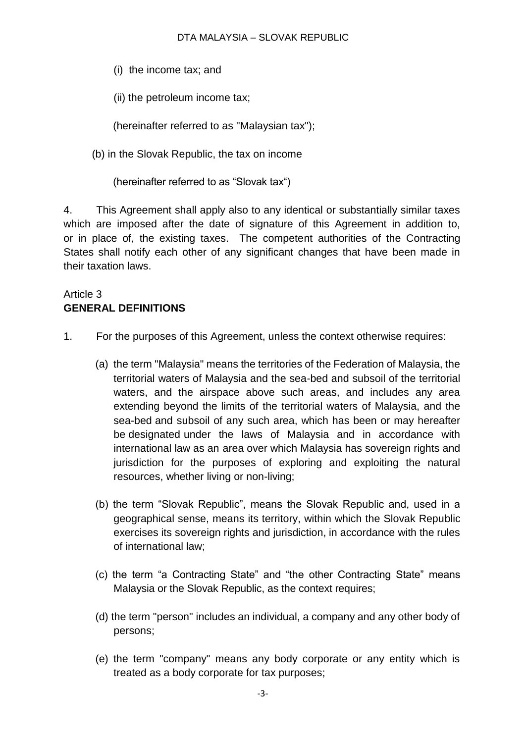(i) the income tax; and

(ii) the petroleum income tax;

(hereinafter referred to as "Malaysian tax");

(b) in the Slovak Republic, the tax on income

(hereinafter referred to as “Slovak tax“)

4. This Agreement shall apply also to any identical or substantially similar taxes which are imposed after the date of signature of this Agreement in addition to, or in place of, the existing taxes. The competent authorities of the Contracting States shall notify each other of any significant changes that have been made in their taxation laws.

Article 3
**GENERAL DEFINITIONS**

1. For the purposes of this Agreement, unless the context otherwise requires:

(a) the term "Malaysia" means the territories of the Federation of Malaysia, the territorial waters of Malaysia and the sea-bed and subsoil of the territorial waters, and the airspace above such areas, and includes any area extending beyond the limits of the territorial waters of Malaysia, and the sea-bed and subsoil of any such area, which has been or may hereafter be designated under the laws of Malaysia and in accordance with international law as an area over which Malaysia has sovereign rights and jurisdiction for the purposes of exploring and exploiting the natural resources, whether living or non-living;

(b) the term “Slovak Republic”, means the Slovak Republic and, used in a geographical sense, means its territory, within which the Slovak Republic exercises its sovereign rights and jurisdiction, in accordance with the rules of international law;

(c) the term “a Contracting State” and “the other Contracting State” means Malaysia or the Slovak Republic, as the context requires;

(d) the term "person" includes an individual, a company and any other body of persons;

(e) the term "company" means any body corporate or any entity which is treated as a body corporate for tax purposes;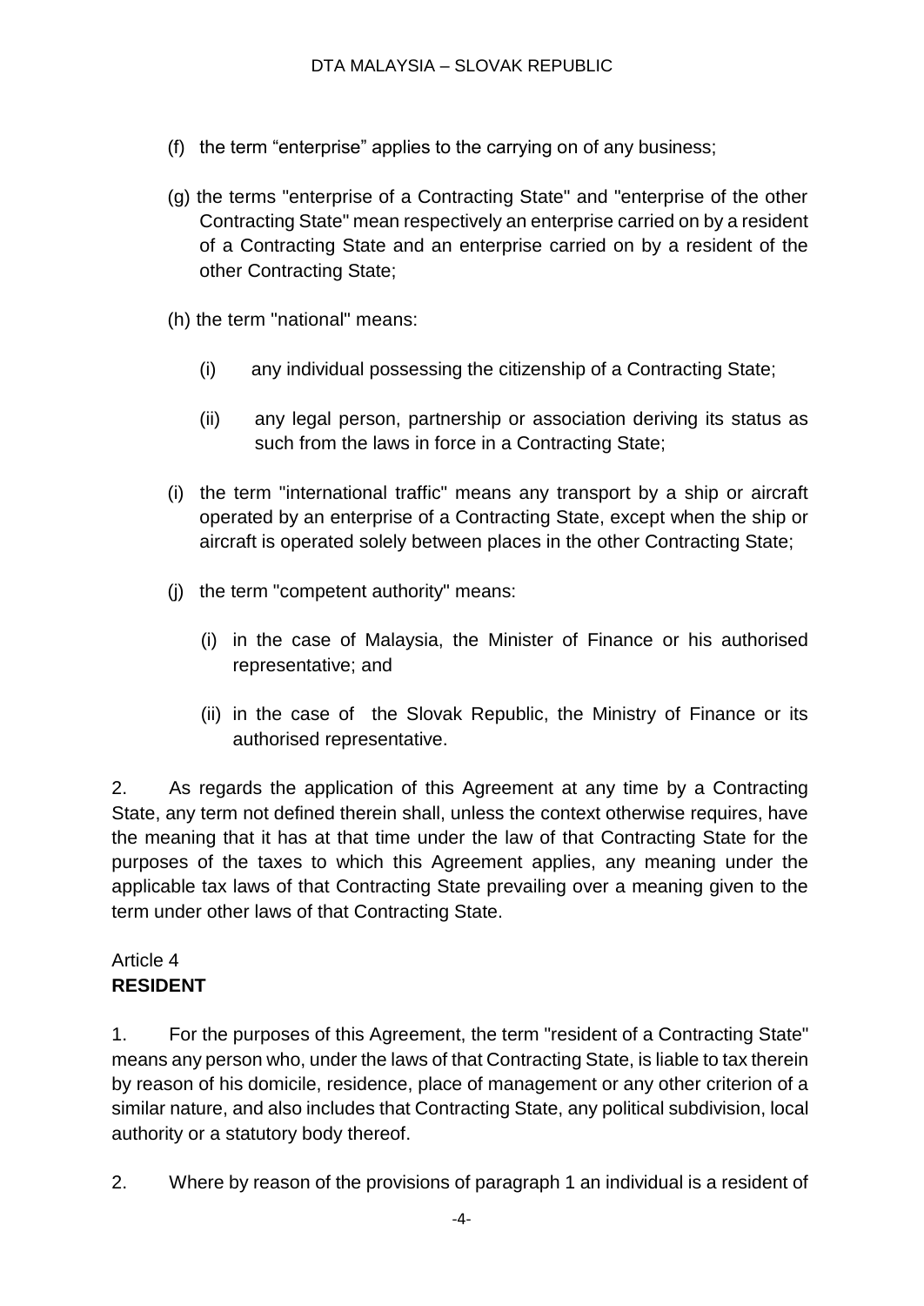(f) the term “enterprise” applies to the carrying on of any business;

(g) the terms "enterprise of a Contracting State" and "enterprise of the other Contracting State" mean respectively an enterprise carried on by a resident of a Contracting State and an enterprise carried on by a resident of the other Contracting State;

(h) the term "national" means:

(i) any individual possessing the citizenship of a Contracting State;

(ii) any legal person, partnership or association deriving its status as such from the laws in force in a Contracting State;

(i) the term "international traffic" means any transport by a ship or aircraft operated by an enterprise of a Contracting State, except when the ship or aircraft is operated solely between places in the other Contracting State;

(j) the term "competent authority" means:

(i) in the case of Malaysia, the Minister of Finance or his authorised representative; and

(ii) in the case of the Slovak Republic, the Ministry of Finance or its authorised representative.

2. As regards the application of this Agreement at any time by a Contracting State, any term not defined therein shall, unless the context otherwise requires, have the meaning that it has at that time under the law of that Contracting State for the purposes of the taxes to which this Agreement applies, any meaning under the applicable tax laws of that Contracting State prevailing over a meaning given to the term under other laws of that Contracting State.

## Article 4
## **RESIDENT**

1. For the purposes of this Agreement, the term "resident of a Contracting State" means any person who, under the laws of that Contracting State, is liable to tax therein by reason of his domicile, residence, place of management or any other criterion of a similar nature, and also includes that Contracting State, any political subdivision, local authority or a statutory body thereof.

2. Where by reason of the provisions of paragraph 1 an individual is a resident of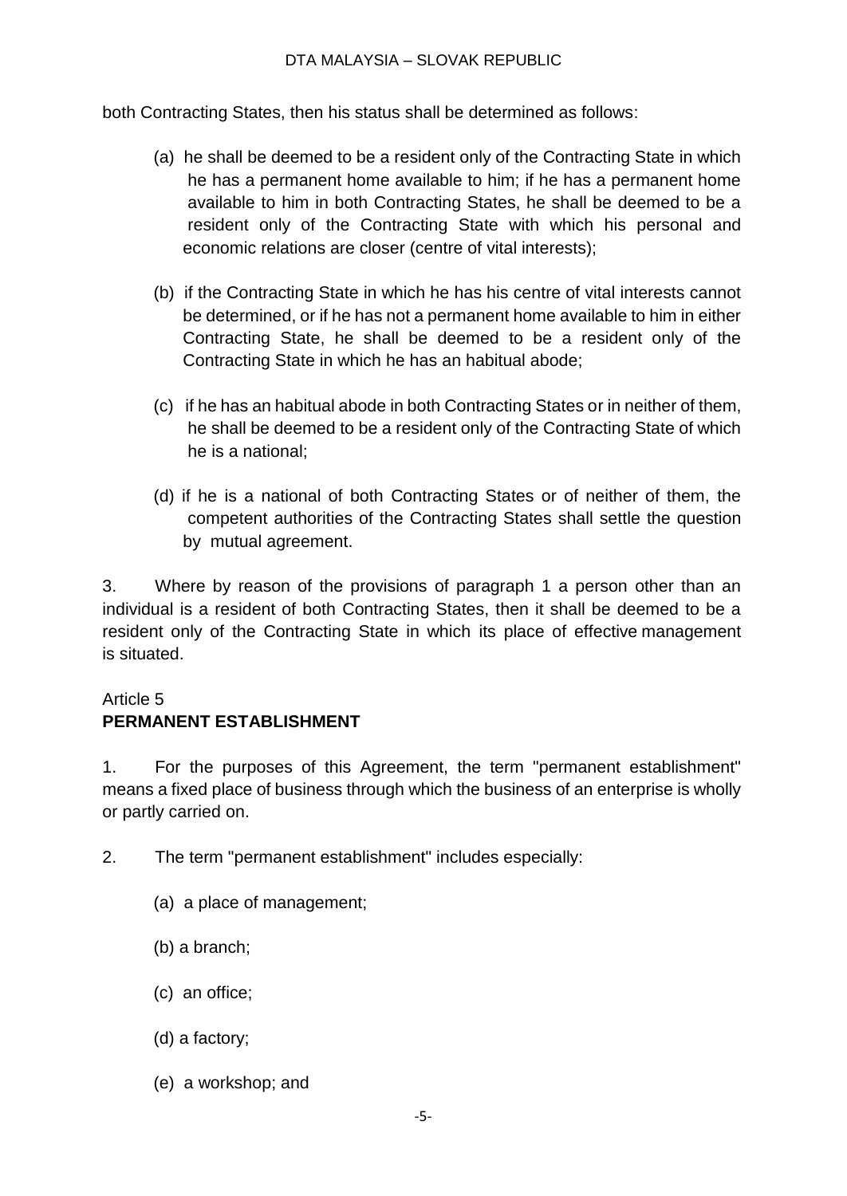both Contracting States, then his status shall be determined as follows:

(a) he shall be deemed to be a resident only of the Contracting State in which he has a permanent home available to him; if he has a permanent home available to him in both Contracting States, he shall be deemed to be a resident only of the Contracting State with which his personal and economic relations are closer (centre of vital interests);

(b) if the Contracting State in which he has his centre of vital interests cannot be determined, or if he has not a permanent home available to him in either Contracting State, he shall be deemed to be a resident only of the Contracting State in which he has an habitual abode;

(c) if he has an habitual abode in both Contracting States or in neither of them, he shall be deemed to be a resident only of the Contracting State of which he is a national;

(d) if he is a national of both Contracting States or of neither of them, the competent authorities of the Contracting States shall settle the question by mutual agreement.

3. Where by reason of the provisions of paragraph 1 a person other than an individual is a resident of both Contracting States, then it shall be deemed to be a resident only of the Contracting State in which its place of effective management is situated.

## Article 5
## **PERMANENT ESTABLISHMENT**

1. For the purposes of this Agreement, the term "permanent establishment" means a fixed place of business through which the business of an enterprise is wholly or partly carried on.

2. The term "permanent establishment" includes especially:

(a) a place of management;

(b) a branch;

(c) an office;

(d) a factory;

(e) a workshop; and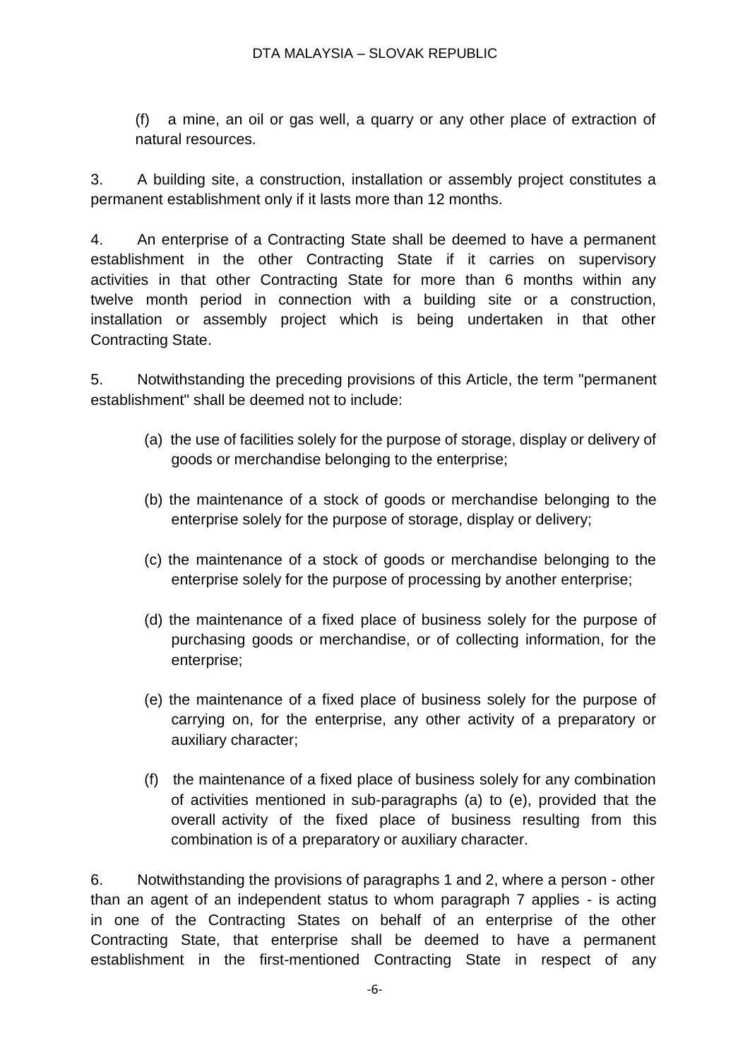(f) a mine, an oil or gas well, a quarry or any other place of extraction of natural resources.

3. A building site, a construction, installation or assembly project constitutes a permanent establishment only if it lasts more than 12 months.

4. An enterprise of a Contracting State shall be deemed to have a permanent establishment in the other Contracting State if it carries on supervisory activities in that other Contracting State for more than 6 months within any twelve month period in connection with a building site or a construction, installation or assembly project which is being undertaken in that other Contracting State.

5. Notwithstanding the preceding provisions of this Article, the term "permanent establishment" shall be deemed not to include:

(a) the use of facilities solely for the purpose of storage, display or delivery of goods or merchandise belonging to the enterprise;

(b) the maintenance of a stock of goods or merchandise belonging to the enterprise solely for the purpose of storage, display or delivery;

(c) the maintenance of a stock of goods or merchandise belonging to the enterprise solely for the purpose of processing by another enterprise;

(d) the maintenance of a fixed place of business solely for the purpose of purchasing goods or merchandise, or of collecting information, for the enterprise;

(e) the maintenance of a fixed place of business solely for the purpose of carrying on, for the enterprise, any other activity of a preparatory or auxiliary character;

(f) the maintenance of a fixed place of business solely for any combination of activities mentioned in sub-paragraphs (a) to (e), provided that the overall activity of the fixed place of business resulting from this combination is of a preparatory or auxiliary character.

6. Notwithstanding the provisions of paragraphs 1 and 2, where a person - other than an agent of an independent status to whom paragraph 7 applies - is acting in one of the Contracting States on behalf of an enterprise of the other Contracting State, that enterprise shall be deemed to have a permanent establishment in the first-mentioned Contracting State in respect of any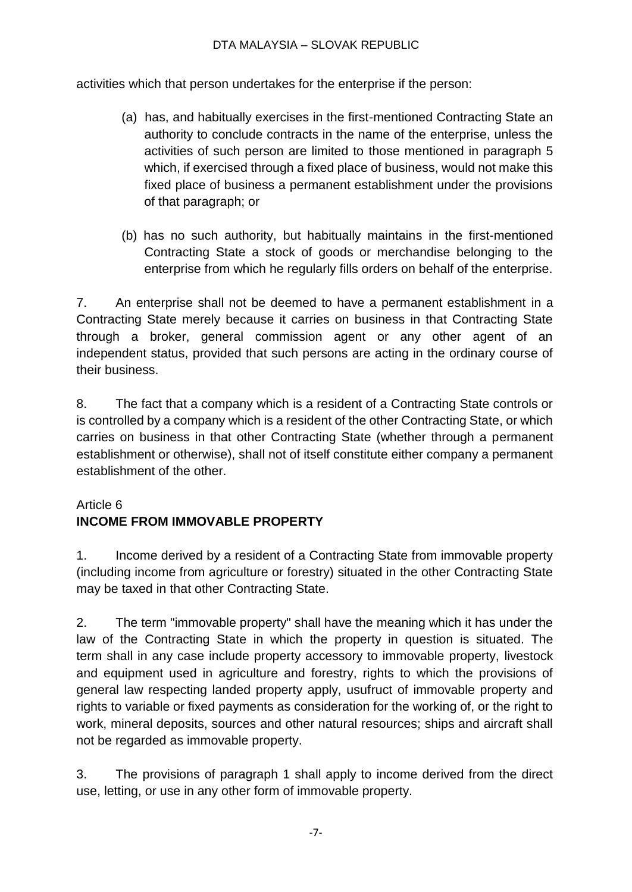activities which that person undertakes for the enterprise if the person:

(a) has, and habitually exercises in the first-mentioned Contracting State an authority to conclude contracts in the name of the enterprise, unless the activities of such person are limited to those mentioned in paragraph 5 which, if exercised through a fixed place of business, would not make this fixed place of business a permanent establishment under the provisions of that paragraph; or

(b) has no such authority, but habitually maintains in the first-mentioned Contracting State a stock of goods or merchandise belonging to the enterprise from which he regularly fills orders on behalf of the enterprise.

7. An enterprise shall not be deemed to have a permanent establishment in a Contracting State merely because it carries on business in that Contracting State through a broker, general commission agent or any other agent of an independent status, provided that such persons are acting in the ordinary course of their business.

8. The fact that a company which is a resident of a Contracting State controls or is controlled by a company which is a resident of the other Contracting State, or which carries on business in that other Contracting State (whether through a permanent establishment or otherwise), shall not of itself constitute either company a permanent establishment of the other.

## Article 6
## INCOME FROM IMMOVABLE PROPERTY

1. Income derived by a resident of a Contracting State from immovable property (including income from agriculture or forestry) situated in the other Contracting State may be taxed in that other Contracting State.

2. The term "immovable property" shall have the meaning which it has under the law of the Contracting State in which the property in question is situated. The term shall in any case include property accessory to immovable property, livestock and equipment used in agriculture and forestry, rights to which the provisions of general law respecting landed property apply, usufruct of immovable property and rights to variable or fixed payments as consideration for the working of, or the right to work, mineral deposits, sources and other natural resources; ships and aircraft shall not be regarded as immovable property.

3. The provisions of paragraph 1 shall apply to income derived from the direct use, letting, or use in any other form of immovable property.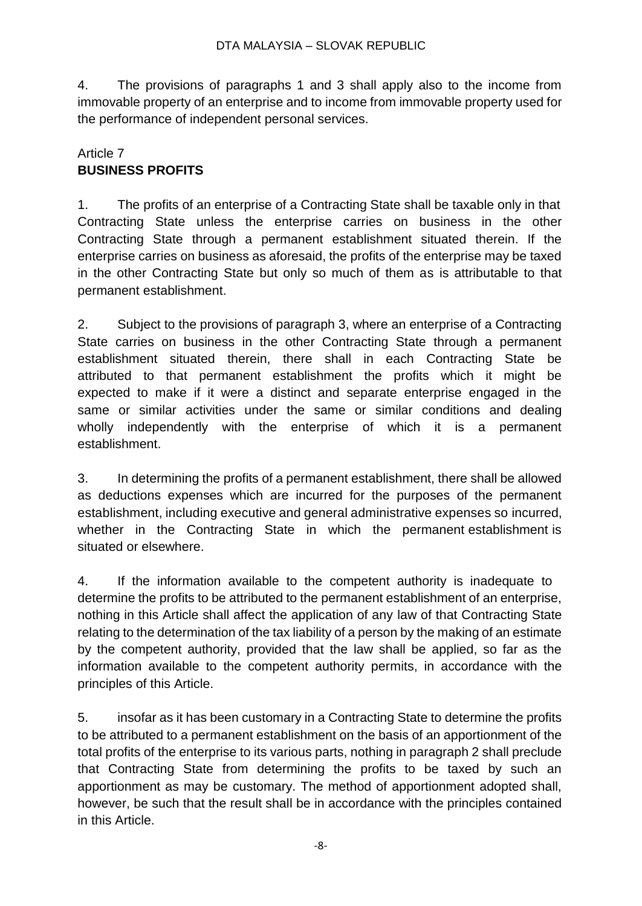4. The provisions of paragraphs 1 and 3 shall apply also to the income from immovable property of an enterprise and to income from immovable property used for the performance of independent personal services.

## Article 7
## BUSINESS PROFITS

1. The profits of an enterprise of a Contracting State shall be taxable only in that Contracting State unless the enterprise carries on business in the other Contracting State through a permanent establishment situated therein. If the enterprise carries on business as aforesaid, the profits of the enterprise may be taxed in the other Contracting State but only so much of them as is attributable to that permanent establishment.

2. Subject to the provisions of paragraph 3, where an enterprise of a Contracting State carries on business in the other Contracting State through a permanent establishment situated therein, there shall in each Contracting State be attributed to that permanent establishment the profits which it might be expected to make if it were a distinct and separate enterprise engaged in the same or similar activities under the same or similar conditions and dealing wholly independently with the enterprise of which it is a permanent establishment.

3. In determining the profits of a permanent establishment, there shall be allowed as deductions expenses which are incurred for the purposes of the permanent establishment, including executive and general administrative expenses so incurred, whether in the Contracting State in which the permanent establishment is situated or elsewhere.

4. If the information available to the competent authority is inadequate to determine the profits to be attributed to the permanent establishment of an enterprise, nothing in this Article shall affect the application of any law of that Contracting State relating to the determination of the tax liability of a person by the making of an estimate by the competent authority, provided that the law shall be applied, so far as the information available to the competent authority permits, in accordance with the principles of this Article.

5. insofar as it has been customary in a Contracting State to determine the profits to be attributed to a permanent establishment on the basis of an apportionment of the total profits of the enterprise to its various parts, nothing in paragraph 2 shall preclude that Contracting State from determining the profits to be taxed by such an apportionment as may be customary. The method of apportionment adopted shall, however, be such that the result shall be in accordance with the principles contained in this Article.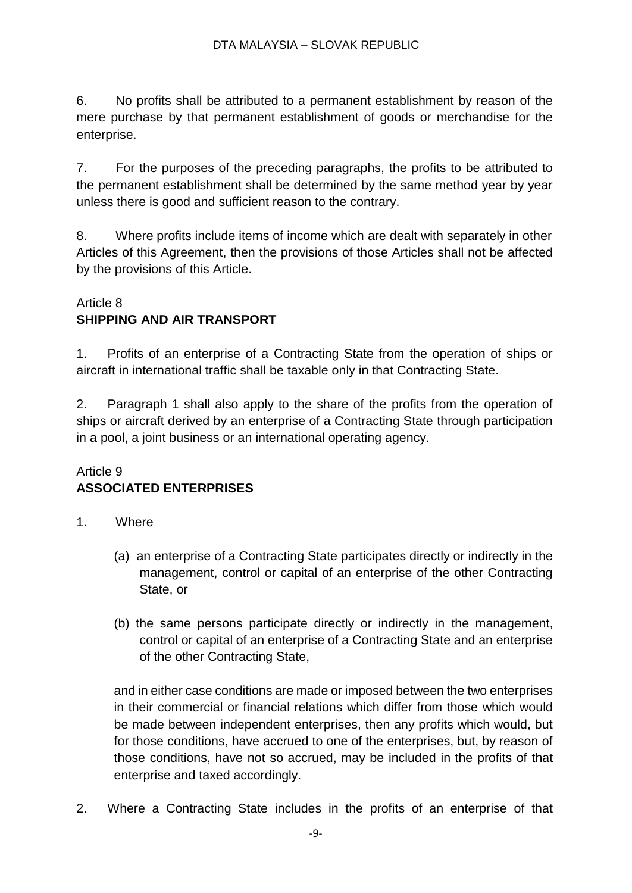6. No profits shall be attributed to a permanent establishment by reason of the mere purchase by that permanent establishment of goods or merchandise for the enterprise.

7. For the purposes of the preceding paragraphs, the profits to be attributed to the permanent establishment shall be determined by the same method year by year unless there is good and sufficient reason to the contrary.

8. Where profits include items of income which are dealt with separately in other Articles of this Agreement, then the provisions of those Articles shall not be affected by the provisions of this Article.

Article 8
**SHIPPING AND AIR TRANSPORT**

1. Profits of an enterprise of a Contracting State from the operation of ships or aircraft in international traffic shall be taxable only in that Contracting State.

2. Paragraph 1 shall also apply to the share of the profits from the operation of ships or aircraft derived by an enterprise of a Contracting State through participation in a pool, a joint business or an international operating agency.

Article 9
**ASSOCIATED ENTERPRISES**

1. Where

   (a) an enterprise of a Contracting State participates directly or indirectly in the management, control or capital of an enterprise of the other Contracting State, or

   (b) the same persons participate directly or indirectly in the management, control or capital of an enterprise of a Contracting State and an enterprise of the other Contracting State,

   and in either case conditions are made or imposed between the two enterprises in their commercial or financial relations which differ from those which would be made between independent enterprises, then any profits which would, but for those conditions, have accrued to one of the enterprises, but, by reason of those conditions, have not so accrued, may be included in the profits of that enterprise and taxed accordingly.

2. Where a Contracting State includes in the profits of an enterprise of that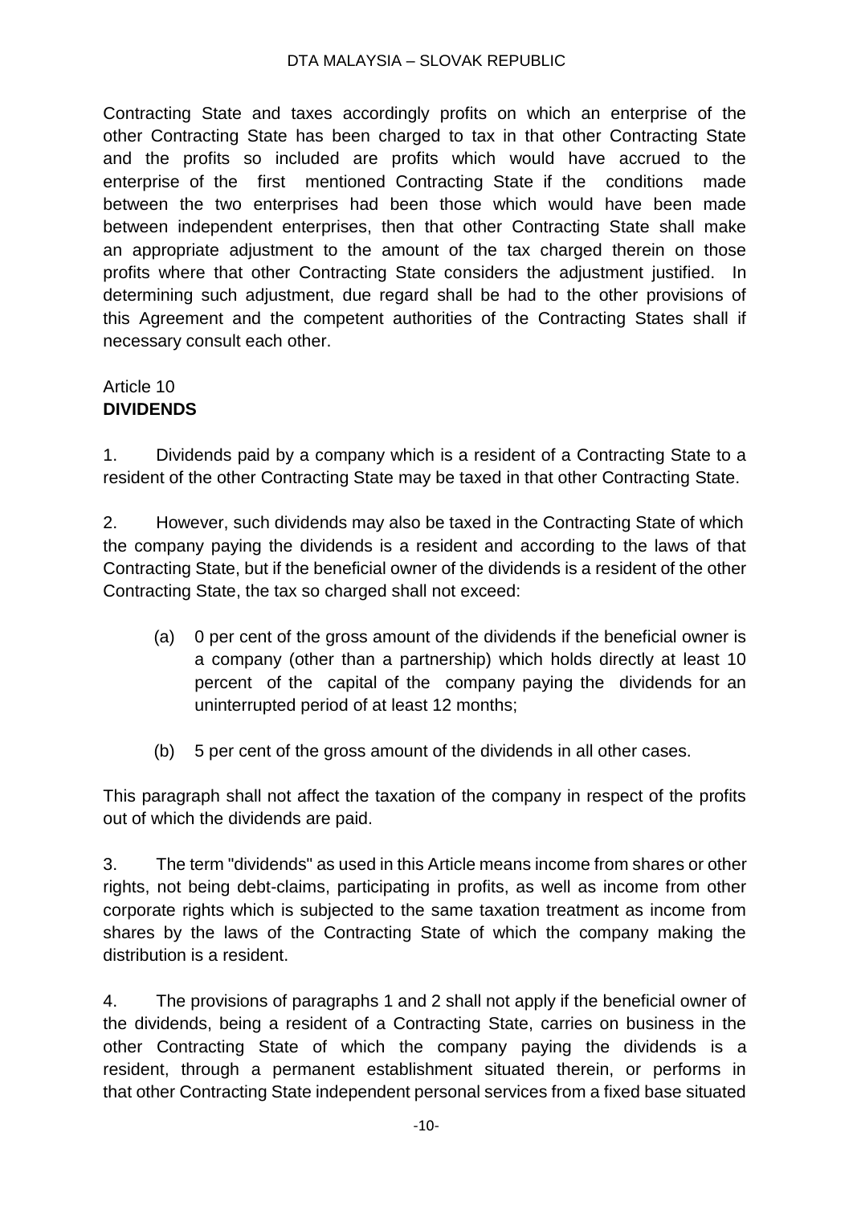Contracting State and taxes accordingly profits on which an enterprise of the other Contracting State has been charged to tax in that other Contracting State and the profits so included are profits which would have accrued to the enterprise of the first mentioned Contracting State if the conditions made between the two enterprises had been those which would have been made between independent enterprises, then that other Contracting State shall make an appropriate adjustment to the amount of the tax charged therein on those profits where that other Contracting State considers the adjustment justified. In determining such adjustment, due regard shall be had to the other provisions of this Agreement and the competent authorities of the Contracting States shall if necessary consult each other.

## Article 10
## **DIVIDENDS**

1. Dividends paid by a company which is a resident of a Contracting State to a resident of the other Contracting State may be taxed in that other Contracting State.

2. However, such dividends may also be taxed in the Contracting State of which the company paying the dividends is a resident and according to the laws of that Contracting State, but if the beneficial owner of the dividends is a resident of the other Contracting State, the tax so charged shall not exceed:

   (a) 0 per cent of the gross amount of the dividends if the beneficial owner is a company (other than a partnership) which holds directly at least 10 percent of the capital of the company paying the dividends for an uninterrupted period of at least 12 months;

   (b) 5 per cent of the gross amount of the dividends in all other cases.

This paragraph shall not affect the taxation of the company in respect of the profits out of which the dividends are paid.

3. The term "dividends" as used in this Article means income from shares or other rights, not being debt-claims, participating in profits, as well as income from other corporate rights which is subjected to the same taxation treatment as income from shares by the laws of the Contracting State of which the company making the distribution is a resident.

4. The provisions of paragraphs 1 and 2 shall not apply if the beneficial owner of the dividends, being a resident of a Contracting State, carries on business in the other Contracting State of which the company paying the dividends is a resident, through a permanent establishment situated therein, or performs in that other Contracting State independent personal services from a fixed base situated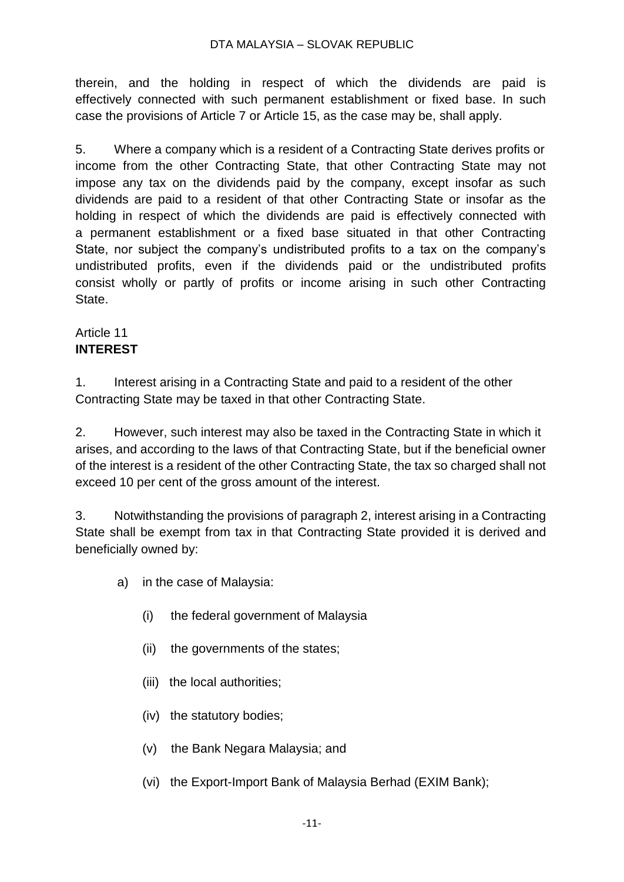therein, and the holding in respect of which the dividends are paid is effectively connected with such permanent establishment or fixed base. In such case the provisions of Article 7 or Article 15, as the case may be, shall apply.

5. Where a company which is a resident of a Contracting State derives profits or income from the other Contracting State, that other Contracting State may not impose any tax on the dividends paid by the company, except insofar as such dividends are paid to a resident of that other Contracting State or insofar as the holding in respect of which the dividends are paid is effectively connected with a permanent establishment or a fixed base situated in that other Contracting State, nor subject the company's undistributed profits to a tax on the company's undistributed profits, even if the dividends paid or the undistributed profits consist wholly or partly of profits or income arising in such other Contracting State.

Article 11
**INTEREST**

1. Interest arising in a Contracting State and paid to a resident of the other Contracting State may be taxed in that other Contracting State.

2. However, such interest may also be taxed in the Contracting State in which it arises, and according to the laws of that Contracting State, but if the beneficial owner of the interest is a resident of the other Contracting State, the tax so charged shall not exceed 10 per cent of the gross amount of the interest.

3. Notwithstanding the provisions of paragraph 2, interest arising in a Contracting State shall be exempt from tax in that Contracting State provided it is derived and beneficially owned by:

a) in the case of Malaysia:

   (i) the federal government of Malaysia

   (ii) the governments of the states;

   (iii) the local authorities;

   (iv) the statutory bodies;

   (v) the Bank Negara Malaysia; and

   (vi) the Export-Import Bank of Malaysia Berhad (EXIM Bank);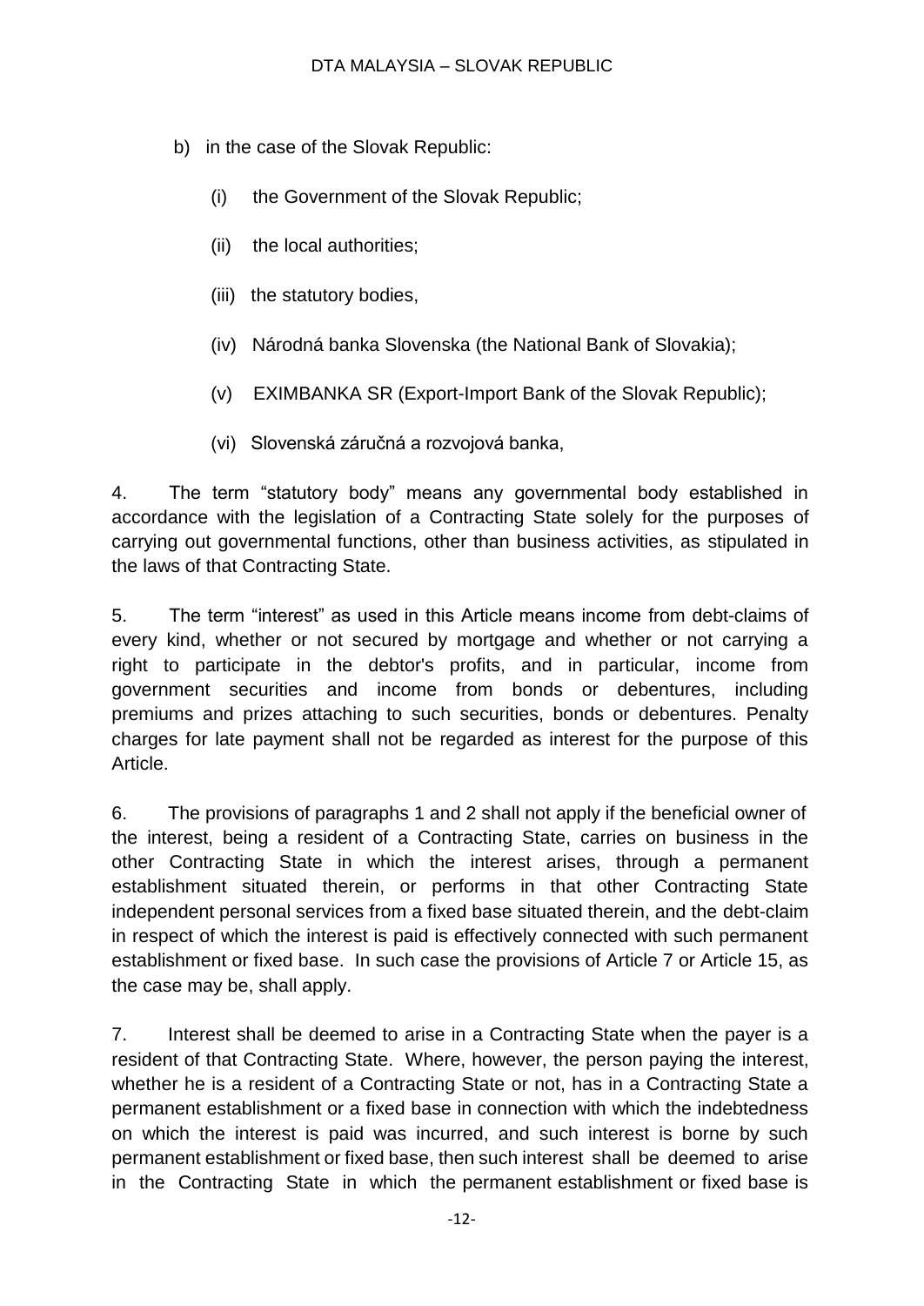b) in the case of the Slovak Republic:

   (i) the Government of the Slovak Republic;

   (ii) the local authorities;

   (iii) the statutory bodies,

   (iv) Národná banka Slovenska (the National Bank of Slovakia);

   (v) EXIMBANKA SR (Export-Import Bank of the Slovak Republic);

   (vi) Slovenská záručná a rozvojová banka,

4. The term "statutory body" means any governmental body established in accordance with the legislation of a Contracting State solely for the purposes of carrying out governmental functions, other than business activities, as stipulated in the laws of that Contracting State.

5. The term "interest" as used in this Article means income from debt-claims of every kind, whether or not secured by mortgage and whether or not carrying a right to participate in the debtor's profits, and in particular, income from government securities and income from bonds or debentures, including premiums and prizes attaching to such securities, bonds or debentures. Penalty charges for late payment shall not be regarded as interest for the purpose of this Article.

6. The provisions of paragraphs 1 and 2 shall not apply if the beneficial owner of the interest, being a resident of a Contracting State, carries on business in the other Contracting State in which the interest arises, through a permanent establishment situated therein, or performs in that other Contracting State independent personal services from a fixed base situated therein, and the debt-claim in respect of which the interest is paid is effectively connected with such permanent establishment or fixed base. In such case the provisions of Article 7 or Article 15, as the case may be, shall apply.

7. Interest shall be deemed to arise in a Contracting State when the payer is a resident of that Contracting State. Where, however, the person paying the interest, whether he is a resident of a Contracting State or not, has in a Contracting State a permanent establishment or a fixed base in connection with which the indebtedness on which the interest is paid was incurred, and such interest is borne by such permanent establishment or fixed base, then such interest shall be deemed to arise in the Contracting State in which the permanent establishment or fixed base is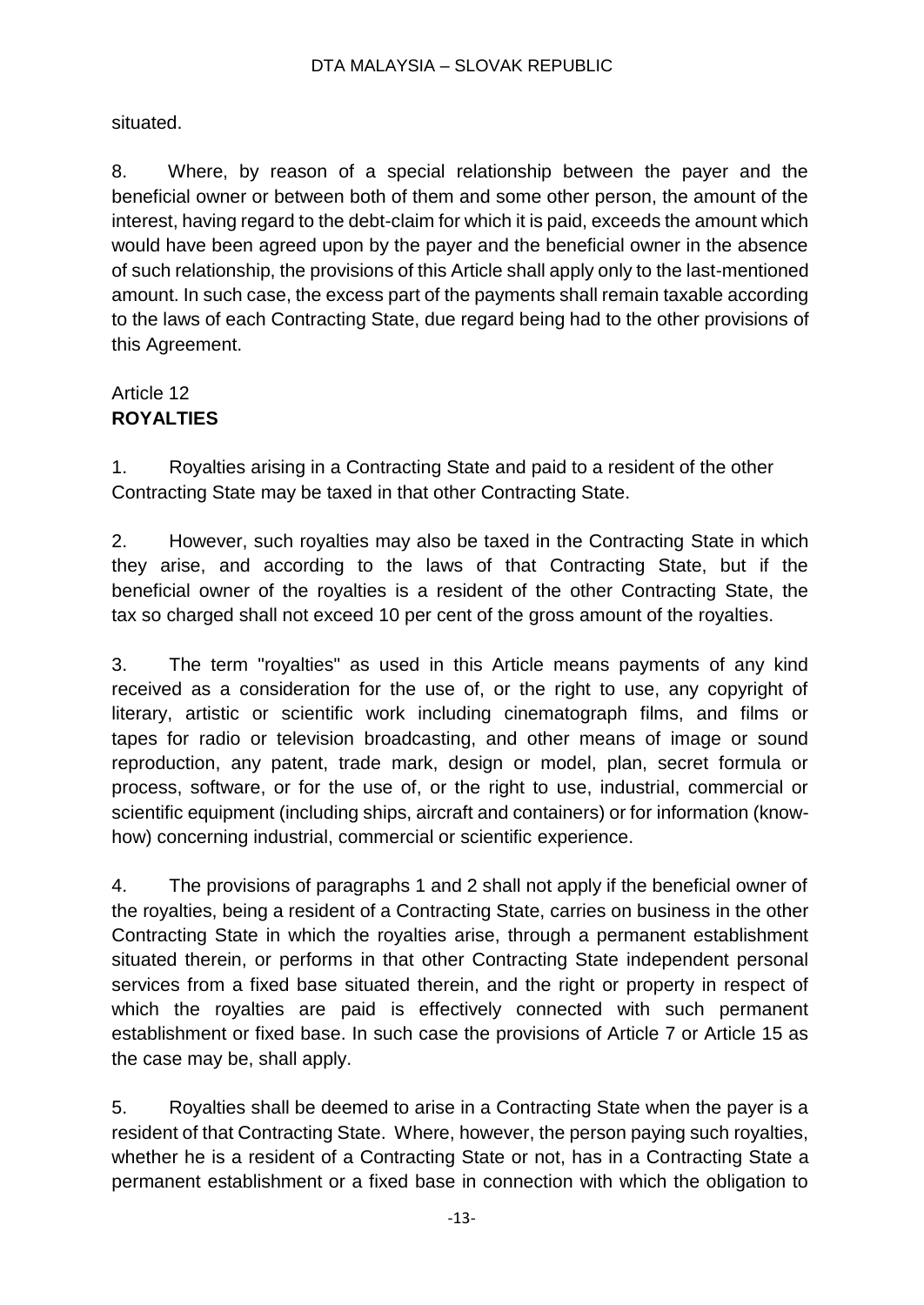situated.

8. Where, by reason of a special relationship between the payer and the beneficial owner or between both of them and some other person, the amount of the interest, having regard to the debt-claim for which it is paid, exceeds the amount which would have been agreed upon by the payer and the beneficial owner in the absence of such relationship, the provisions of this Article shall apply only to the last-mentioned amount. In such case, the excess part of the payments shall remain taxable according to the laws of each Contracting State, due regard being had to the other provisions of this Agreement.

## Article 12
## **ROYALTIES**

1. Royalties arising in a Contracting State and paid to a resident of the other Contracting State may be taxed in that other Contracting State.

2. However, such royalties may also be taxed in the Contracting State in which they arise, and according to the laws of that Contracting State, but if the beneficial owner of the royalties is a resident of the other Contracting State, the tax so charged shall not exceed 10 per cent of the gross amount of the royalties.

3. The term "royalties" as used in this Article means payments of any kind received as a consideration for the use of, or the right to use, any copyright of literary, artistic or scientific work including cinematograph films, and films or tapes for radio or television broadcasting, and other means of image or sound reproduction, any patent, trade mark, design or model, plan, secret formula or process, software, or for the use of, or the right to use, industrial, commercial or scientific equipment (including ships, aircraft and containers) or for information (know-how) concerning industrial, commercial or scientific experience.

4. The provisions of paragraphs 1 and 2 shall not apply if the beneficial owner of the royalties, being a resident of a Contracting State, carries on business in the other Contracting State in which the royalties arise, through a permanent establishment situated therein, or performs in that other Contracting State independent personal services from a fixed base situated therein, and the right or property in respect of which the royalties are paid is effectively connected with such permanent establishment or fixed base. In such case the provisions of Article 7 or Article 15 as the case may be, shall apply.

5. Royalties shall be deemed to arise in a Contracting State when the payer is a resident of that Contracting State. Where, however, the person paying such royalties, whether he is a resident of a Contracting State or not, has in a Contracting State a permanent establishment or a fixed base in connection with which the obligation to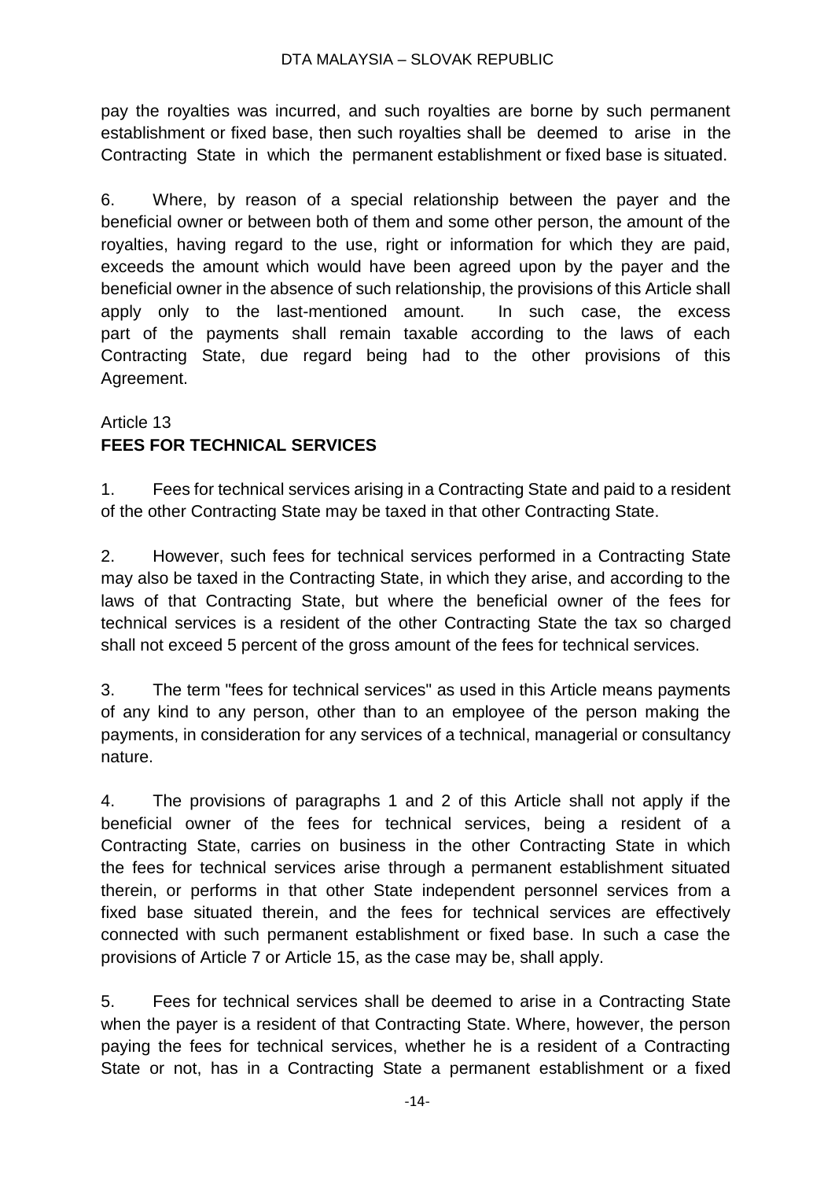pay the royalties was incurred, and such royalties are borne by such permanent establishment or fixed base, then such royalties shall be deemed to arise in the Contracting State in which the permanent establishment or fixed base is situated.

6. Where, by reason of a special relationship between the payer and the beneficial owner or between both of them and some other person, the amount of the royalties, having regard to the use, right or information for which they are paid, exceeds the amount which would have been agreed upon by the payer and the beneficial owner in the absence of such relationship, the provisions of this Article shall apply only to the last-mentioned amount. In such case, the excess part of the payments shall remain taxable according to the laws of each Contracting State, due regard being had to the other provisions of this Agreement.

## Article 13
## FEES FOR TECHNICAL SERVICES

1. Fees for technical services arising in a Contracting State and paid to a resident of the other Contracting State may be taxed in that other Contracting State.

2. However, such fees for technical services performed in a Contracting State may also be taxed in the Contracting State, in which they arise, and according to the laws of that Contracting State, but where the beneficial owner of the fees for technical services is a resident of the other Contracting State the tax so charged shall not exceed 5 percent of the gross amount of the fees for technical services.

3. The term "fees for technical services" as used in this Article means payments of any kind to any person, other than to an employee of the person making the payments, in consideration for any services of a technical, managerial or consultancy nature.

4. The provisions of paragraphs 1 and 2 of this Article shall not apply if the beneficial owner of the fees for technical services, being a resident of a Contracting State, carries on business in the other Contracting State in which the fees for technical services arise through a permanent establishment situated therein, or performs in that other State independent personnel services from a fixed base situated therein, and the fees for technical services are effectively connected with such permanent establishment or fixed base. In such a case the provisions of Article 7 or Article 15, as the case may be, shall apply.

5. Fees for technical services shall be deemed to arise in a Contracting State when the payer is a resident of that Contracting State. Where, however, the person paying the fees for technical services, whether he is a resident of a Contracting State or not, has in a Contracting State a permanent establishment or a fixed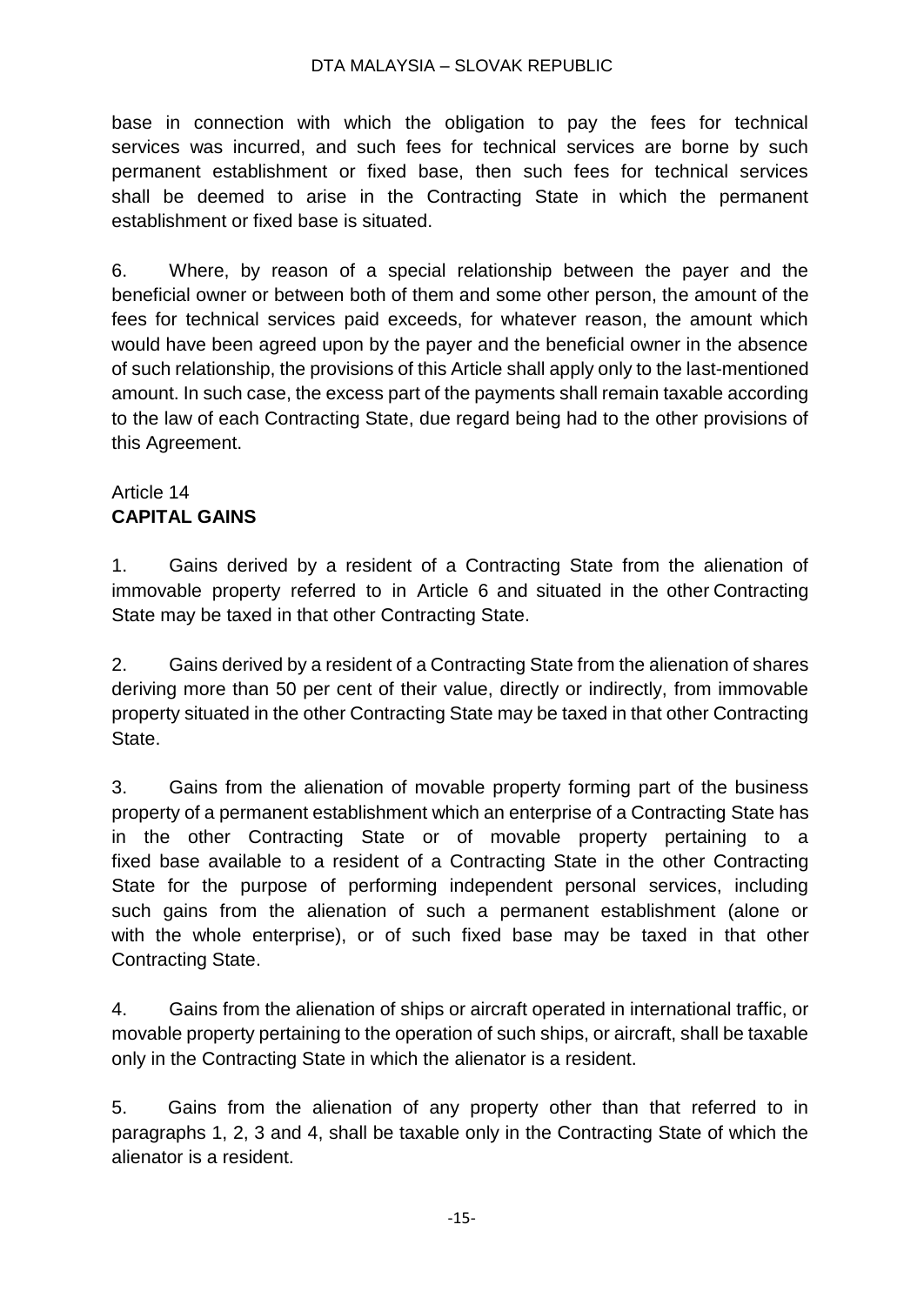base in connection with which the obligation to pay the fees for technical services was incurred, and such fees for technical services are borne by such permanent establishment or fixed base, then such fees for technical services shall be deemed to arise in the Contracting State in which the permanent establishment or fixed base is situated.

6. Where, by reason of a special relationship between the payer and the beneficial owner or between both of them and some other person, the amount of the fees for technical services paid exceeds, for whatever reason, the amount which would have been agreed upon by the payer and the beneficial owner in the absence of such relationship, the provisions of this Article shall apply only to the last-mentioned amount. In such case, the excess part of the payments shall remain taxable according to the law of each Contracting State, due regard being had to the other provisions of this Agreement.

## Article 14
## **CAPITAL GAINS**

1. Gains derived by a resident of a Contracting State from the alienation of immovable property referred to in Article 6 and situated in the other Contracting State may be taxed in that other Contracting State.

2. Gains derived by a resident of a Contracting State from the alienation of shares deriving more than 50 per cent of their value, directly or indirectly, from immovable property situated in the other Contracting State may be taxed in that other Contracting State.

3. Gains from the alienation of movable property forming part of the business property of a permanent establishment which an enterprise of a Contracting State has in the other Contracting State or of movable property pertaining to a fixed base available to a resident of a Contracting State in the other Contracting State for the purpose of performing independent personal services, including such gains from the alienation of such a permanent establishment (alone or with the whole enterprise), or of such fixed base may be taxed in that other Contracting State.

4. Gains from the alienation of ships or aircraft operated in international traffic, or movable property pertaining to the operation of such ships, or aircraft, shall be taxable only in the Contracting State in which the alienator is a resident.

5. Gains from the alienation of any property other than that referred to in paragraphs 1, 2, 3 and 4, shall be taxable only in the Contracting State of which the alienator is a resident.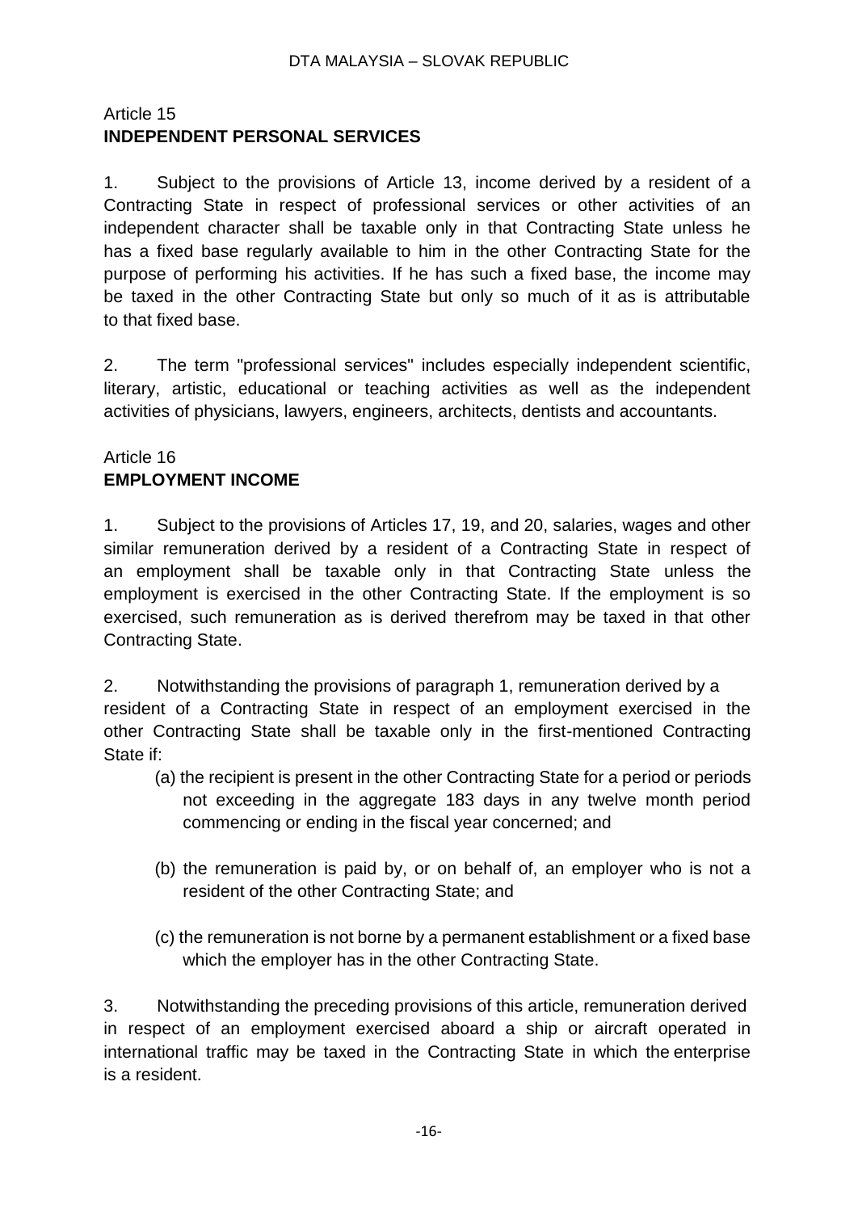## Article 15
**INDEPENDENT PERSONAL SERVICES**

1. Subject to the provisions of Article 13, income derived by a resident of a Contracting State in respect of professional services or other activities of an independent character shall be taxable only in that Contracting State unless he has a fixed base regularly available to him in the other Contracting State for the purpose of performing his activities. If he has such a fixed base, the income may be taxed in the other Contracting State but only so much of it as is attributable to that fixed base.

2. The term "professional services" includes especially independent scientific, literary, artistic, educational or teaching activities as well as the independent activities of physicians, lawyers, engineers, architects, dentists and accountants.

## Article 16
**EMPLOYMENT INCOME**

1. Subject to the provisions of Articles 17, 19, and 20, salaries, wages and other similar remuneration derived by a resident of a Contracting State in respect of an employment shall be taxable only in that Contracting State unless the employment is exercised in the other Contracting State. If the employment is so exercised, such remuneration as is derived therefrom may be taxed in that other Contracting State.

2. Notwithstanding the provisions of paragraph 1, remuneration derived by a resident of a Contracting State in respect of an employment exercised in the other Contracting State shall be taxable only in the first-mentioned Contracting State if:

(a) the recipient is present in the other Contracting State for a period or periods not exceeding in the aggregate 183 days in any twelve month period commencing or ending in the fiscal year concerned; and

(b) the remuneration is paid by, or on behalf of, an employer who is not a resident of the other Contracting State; and

(c) the remuneration is not borne by a permanent establishment or a fixed base which the employer has in the other Contracting State.

3. Notwithstanding the preceding provisions of this article, remuneration derived in respect of an employment exercised aboard a ship or aircraft operated in international traffic may be taxed in the Contracting State in which the enterprise is a resident.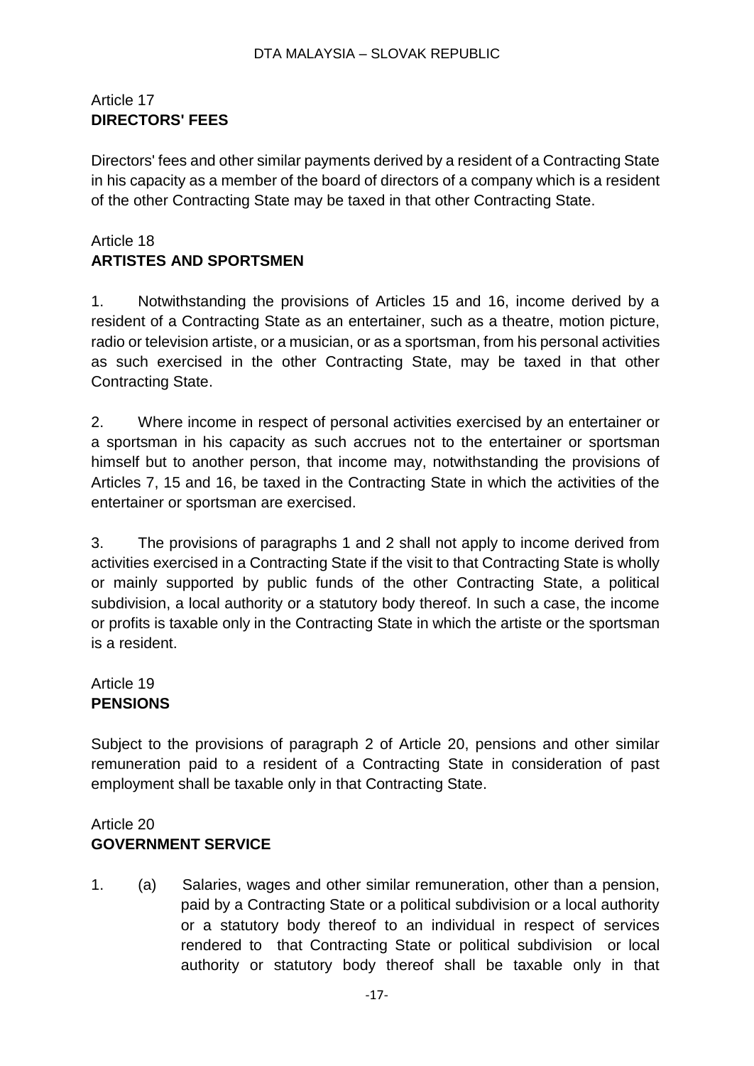Article 17
**DIRECTORS' FEES**

Directors' fees and other similar payments derived by a resident of a Contracting State in his capacity as a member of the board of directors of a company which is a resident of the other Contracting State may be taxed in that other Contracting State.

Article 18
**ARTISTES AND SPORTSMEN**

1. Notwithstanding the provisions of Articles 15 and 16, income derived by a resident of a Contracting State as an entertainer, such as a theatre, motion picture, radio or television artiste, or a musician, or as a sportsman, from his personal activities as such exercised in the other Contracting State, may be taxed in that other Contracting State.

2. Where income in respect of personal activities exercised by an entertainer or a sportsman in his capacity as such accrues not to the entertainer or sportsman himself but to another person, that income may, notwithstanding the provisions of Articles 7, 15 and 16, be taxed in the Contracting State in which the activities of the entertainer or sportsman are exercised.

3. The provisions of paragraphs 1 and 2 shall not apply to income derived from activities exercised in a Contracting State if the visit to that Contracting State is wholly or mainly supported by public funds of the other Contracting State, a political subdivision, a local authority or a statutory body thereof. In such a case, the income or profits is taxable only in the Contracting State in which the artiste or the sportsman is a resident.

Article 19
**PENSIONS**

Subject to the provisions of paragraph 2 of Article 20, pensions and other similar remuneration paid to a resident of a Contracting State in consideration of past employment shall be taxable only in that Contracting State.

Article 20
**GOVERNMENT SERVICE**

1. (a) Salaries, wages and other similar remuneration, other than a pension, paid by a Contracting State or a political subdivision or a local authority or a statutory body thereof to an individual in respect of services rendered to that Contracting State or political subdivision or local authority or statutory body thereof shall be taxable only in that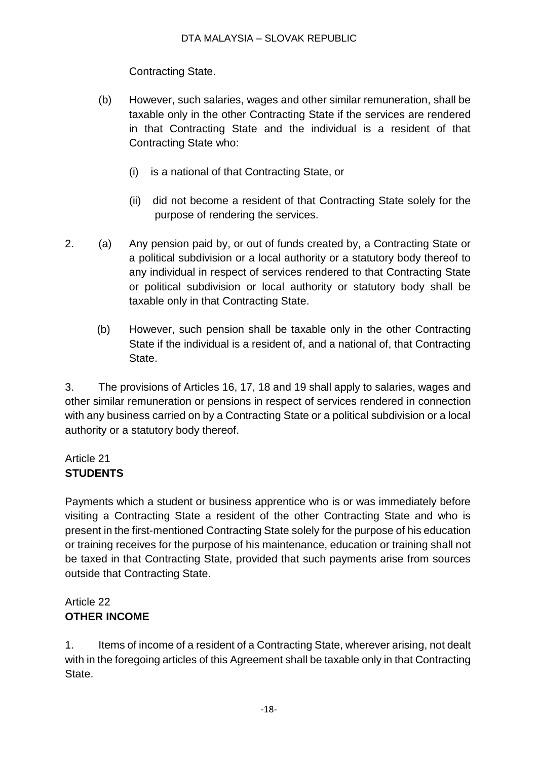Contracting State.

(b) However, such salaries, wages and other similar remuneration, shall be taxable only in the other Contracting State if the services are rendered in that Contracting State and the individual is a resident of that Contracting State who:

(i) is a national of that Contracting State, or

(ii) did not become a resident of that Contracting State solely for the purpose of rendering the services.

2. (a) Any pension paid by, or out of funds created by, a Contracting State or a political subdivision or a local authority or a statutory body thereof to any individual in respect of services rendered to that Contracting State or political subdivision or local authority or statutory body shall be taxable only in that Contracting State.

(b) However, such pension shall be taxable only in the other Contracting State if the individual is a resident of, and a national of, that Contracting State.

3. The provisions of Articles 16, 17, 18 and 19 shall apply to salaries, wages and other similar remuneration or pensions in respect of services rendered in connection with any business carried on by a Contracting State or a political subdivision or a local authority or a statutory body thereof.

## Article 21
**STUDENTS**

Payments which a student or business apprentice who is or was immediately before visiting a Contracting State a resident of the other Contracting State and who is present in the first-mentioned Contracting State solely for the purpose of his education or training receives for the purpose of his maintenance, education or training shall not be taxed in that Contracting State, provided that such payments arise from sources outside that Contracting State.

## Article 22
**OTHER INCOME**

1. Items of income of a resident of a Contracting State, wherever arising, not dealt with in the foregoing articles of this Agreement shall be taxable only in that Contracting State.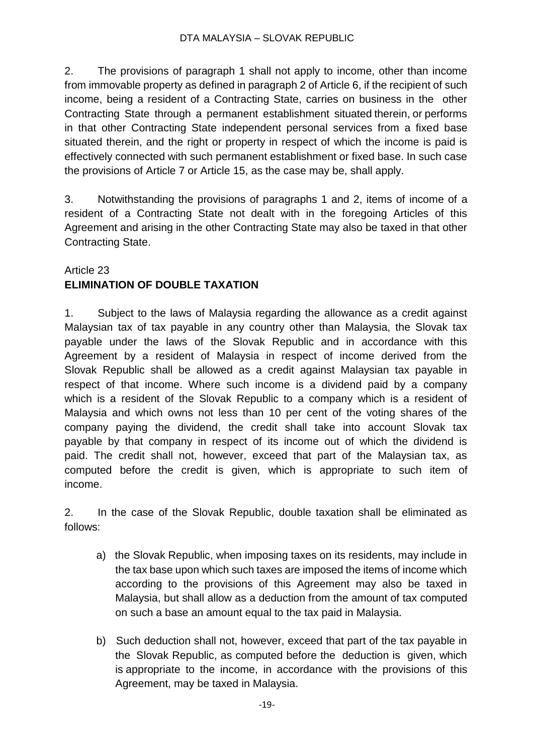2. The provisions of paragraph 1 shall not apply to income, other than income from immovable property as defined in paragraph 2 of Article 6, if the recipient of such income, being a resident of a Contracting State, carries on business in the other Contracting State through a permanent establishment situated therein, or performs in that other Contracting State independent personal services from a fixed base situated therein, and the right or property in respect of which the income is paid is effectively connected with such permanent establishment or fixed base. In such case the provisions of Article 7 or Article 15, as the case may be, shall apply.

3. Notwithstanding the provisions of paragraphs 1 and 2, items of income of a resident of a Contracting State not dealt with in the foregoing Articles of this Agreement and arising in the other Contracting State may also be taxed in that other Contracting State.

Article 23
**ELIMINATION OF DOUBLE TAXATION**

1. Subject to the laws of Malaysia regarding the allowance as a credit against Malaysian tax of tax payable in any country other than Malaysia, the Slovak tax payable under the laws of the Slovak Republic and in accordance with this Agreement by a resident of Malaysia in respect of income derived from the Slovak Republic shall be allowed as a credit against Malaysian tax payable in respect of that income. Where such income is a dividend paid by a company which is a resident of the Slovak Republic to a company which is a resident of Malaysia and which owns not less than 10 per cent of the voting shares of the company paying the dividend, the credit shall take into account Slovak tax payable by that company in respect of its income out of which the dividend is paid. The credit shall not, however, exceed that part of the Malaysian tax, as computed before the credit is given, which is appropriate to such item of income.

2. In the case of the Slovak Republic, double taxation shall be eliminated as follows:

a) the Slovak Republic, when imposing taxes on its residents, may include in the tax base upon which such taxes are imposed the items of income which according to the provisions of this Agreement may also be taxed in Malaysia, but shall allow as a deduction from the amount of tax computed on such a base an amount equal to the tax paid in Malaysia.

b) Such deduction shall not, however, exceed that part of the tax payable in the Slovak Republic, as computed before the deduction is given, which is appropriate to the income, in accordance with the provisions of this Agreement, may be taxed in Malaysia.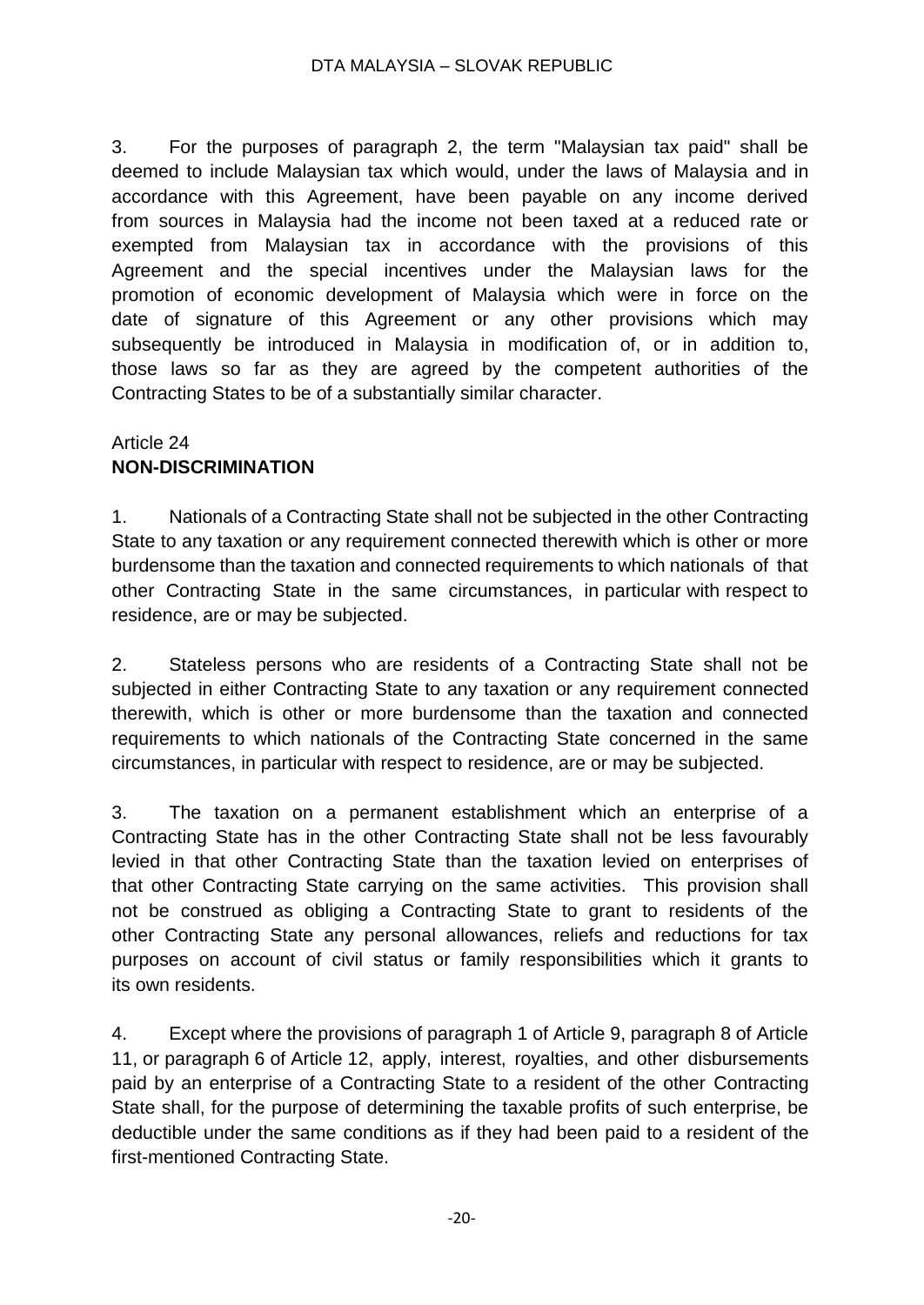3. For the purposes of paragraph 2, the term "Malaysian tax paid" shall be deemed to include Malaysian tax which would, under the laws of Malaysia and in accordance with this Agreement, have been payable on any income derived from sources in Malaysia had the income not been taxed at a reduced rate or exempted from Malaysian tax in accordance with the provisions of this Agreement and the special incentives under the Malaysian laws for the promotion of economic development of Malaysia which were in force on the date of signature of this Agreement or any other provisions which may subsequently be introduced in Malaysia in modification of, or in addition to, those laws so far as they are agreed by the competent authorities of the Contracting States to be of a substantially similar character.

## Article 24
## **NON-DISCRIMINATION**

1. Nationals of a Contracting State shall not be subjected in the other Contracting State to any taxation or any requirement connected therewith which is other or more burdensome than the taxation and connected requirements to which nationals of that other Contracting State in the same circumstances, in particular with respect to residence, are or may be subjected.

2. Stateless persons who are residents of a Contracting State shall not be subjected in either Contracting State to any taxation or any requirement connected therewith, which is other or more burdensome than the taxation and connected requirements to which nationals of the Contracting State concerned in the same circumstances, in particular with respect to residence, are or may be subjected.

3. The taxation on a permanent establishment which an enterprise of a Contracting State has in the other Contracting State shall not be less favourably levied in that other Contracting State than the taxation levied on enterprises of that other Contracting State carrying on the same activities. This provision shall not be construed as obliging a Contracting State to grant to residents of the other Contracting State any personal allowances, reliefs and reductions for tax purposes on account of civil status or family responsibilities which it grants to its own residents.

4. Except where the provisions of paragraph 1 of Article 9, paragraph 8 of Article 11, or paragraph 6 of Article 12, apply, interest, royalties, and other disbursements paid by an enterprise of a Contracting State to a resident of the other Contracting State shall, for the purpose of determining the taxable profits of such enterprise, be deductible under the same conditions as if they had been paid to a resident of the first-mentioned Contracting State.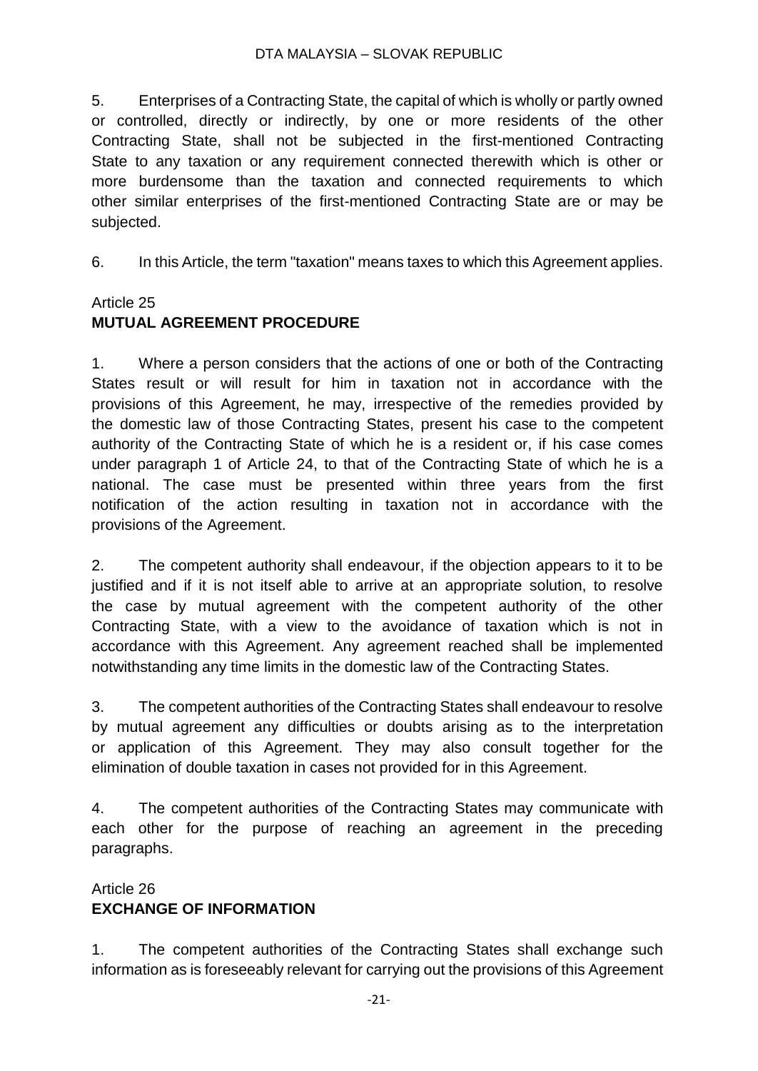5. Enterprises of a Contracting State, the capital of which is wholly or partly owned or controlled, directly or indirectly, by one or more residents of the other Contracting State, shall not be subjected in the first-mentioned Contracting State to any taxation or any requirement connected therewith which is other or more burdensome than the taxation and connected requirements to which other similar enterprises of the first-mentioned Contracting State are or may be subjected.

6. In this Article, the term "taxation" means taxes to which this Agreement applies.

## Article 25
## MUTUAL AGREEMENT PROCEDURE

1. Where a person considers that the actions of one or both of the Contracting States result or will result for him in taxation not in accordance with the provisions of this Agreement, he may, irrespective of the remedies provided by the domestic law of those Contracting States, present his case to the competent authority of the Contracting State of which he is a resident or, if his case comes under paragraph 1 of Article 24, to that of the Contracting State of which he is a national. The case must be presented within three years from the first notification of the action resulting in taxation not in accordance with the provisions of the Agreement.

2. The competent authority shall endeavour, if the objection appears to it to be justified and if it is not itself able to arrive at an appropriate solution, to resolve the case by mutual agreement with the competent authority of the other Contracting State, with a view to the avoidance of taxation which is not in accordance with this Agreement. Any agreement reached shall be implemented notwithstanding any time limits in the domestic law of the Contracting States.

3. The competent authorities of the Contracting States shall endeavour to resolve by mutual agreement any difficulties or doubts arising as to the interpretation or application of this Agreement. They may also consult together for the elimination of double taxation in cases not provided for in this Agreement.

4. The competent authorities of the Contracting States may communicate with each other for the purpose of reaching an agreement in the preceding paragraphs.

## Article 26
## EXCHANGE OF INFORMATION

1. The competent authorities of the Contracting States shall exchange such information as is foreseeably relevant for carrying out the provisions of this Agreement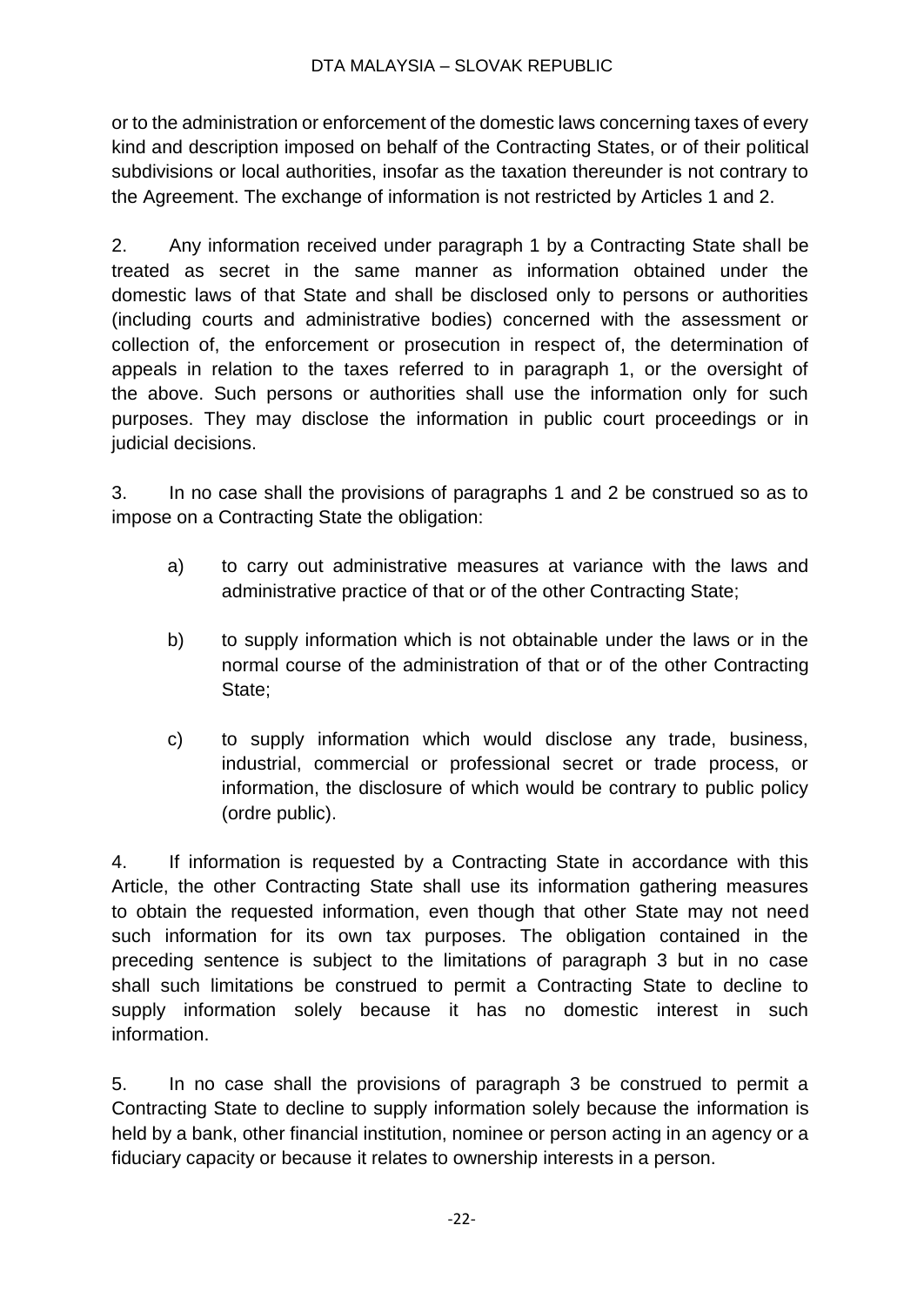or to the administration or enforcement of the domestic laws concerning taxes of every kind and description imposed on behalf of the Contracting States, or of their political subdivisions or local authorities, insofar as the taxation thereunder is not contrary to the Agreement. The exchange of information is not restricted by Articles 1 and 2.

2. Any information received under paragraph 1 by a Contracting State shall be treated as secret in the same manner as information obtained under the domestic laws of that State and shall be disclosed only to persons or authorities (including courts and administrative bodies) concerned with the assessment or collection of, the enforcement or prosecution in respect of, the determination of appeals in relation to the taxes referred to in paragraph 1, or the oversight of the above. Such persons or authorities shall use the information only for such purposes. They may disclose the information in public court proceedings or in judicial decisions.

3. In no case shall the provisions of paragraphs 1 and 2 be construed so as to impose on a Contracting State the obligation:

a) to carry out administrative measures at variance with the laws and administrative practice of that or of the other Contracting State;

b) to supply information which is not obtainable under the laws or in the normal course of the administration of that or of the other Contracting State;

c) to supply information which would disclose any trade, business, industrial, commercial or professional secret or trade process, or information, the disclosure of which would be contrary to public policy (ordre public).

4. If information is requested by a Contracting State in accordance with this Article, the other Contracting State shall use its information gathering measures to obtain the requested information, even though that other State may not need such information for its own tax purposes. The obligation contained in the preceding sentence is subject to the limitations of paragraph 3 but in no case shall such limitations be construed to permit a Contracting State to decline to supply information solely because it has no domestic interest in such information.

5. In no case shall the provisions of paragraph 3 be construed to permit a Contracting State to decline to supply information solely because the information is held by a bank, other financial institution, nominee or person acting in an agency or a fiduciary capacity or because it relates to ownership interests in a person.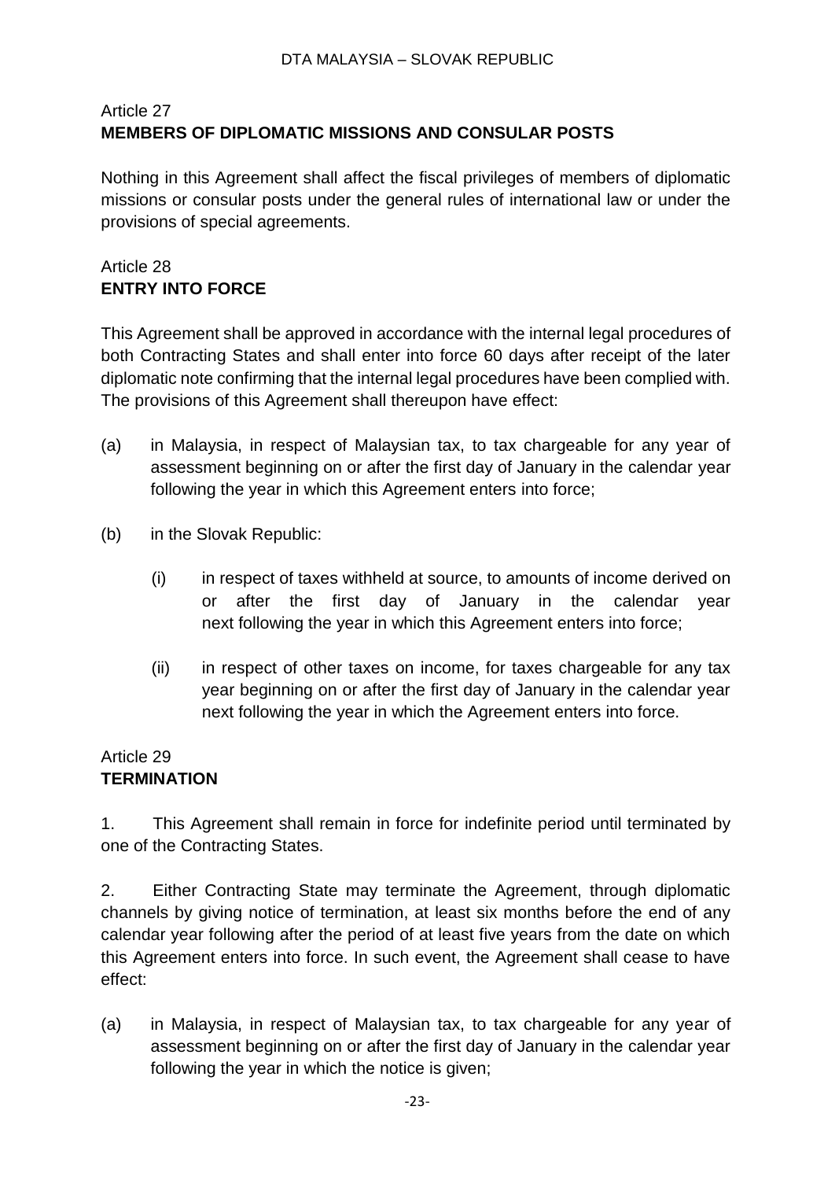## Article 27
## MEMBERS OF DIPLOMATIC MISSIONS AND CONSULAR POSTS

Nothing in this Agreement shall affect the fiscal privileges of members of diplomatic missions or consular posts under the general rules of international law or under the provisions of special agreements.

## Article 28
## ENTRY INTO FORCE

This Agreement shall be approved in accordance with the internal legal procedures of both Contracting States and shall enter into force 60 days after receipt of the later diplomatic note confirming that the internal legal procedures have been complied with. The provisions of this Agreement shall thereupon have effect:

(a) in Malaysia, in respect of Malaysian tax, to tax chargeable for any year of assessment beginning on or after the first day of January in the calendar year following the year in which this Agreement enters into force;

(b) in the Slovak Republic:

   (i) in respect of taxes withheld at source, to amounts of income derived on or after the first day of January in the calendar year next following the year in which this Agreement enters into force;

   (ii) in respect of other taxes on income, for taxes chargeable for any tax year beginning on or after the first day of January in the calendar year next following the year in which the Agreement enters into force.

## Article 29
## TERMINATION

1. This Agreement shall remain in force for indefinite period until terminated by one of the Contracting States.

2. Either Contracting State may terminate the Agreement, through diplomatic channels by giving notice of termination, at least six months before the end of any calendar year following after the period of at least five years from the date on which this Agreement enters into force. In such event, the Agreement shall cease to have effect:

(a) in Malaysia, in respect of Malaysian tax, to tax chargeable for any year of assessment beginning on or after the first day of January in the calendar year following the year in which the notice is given;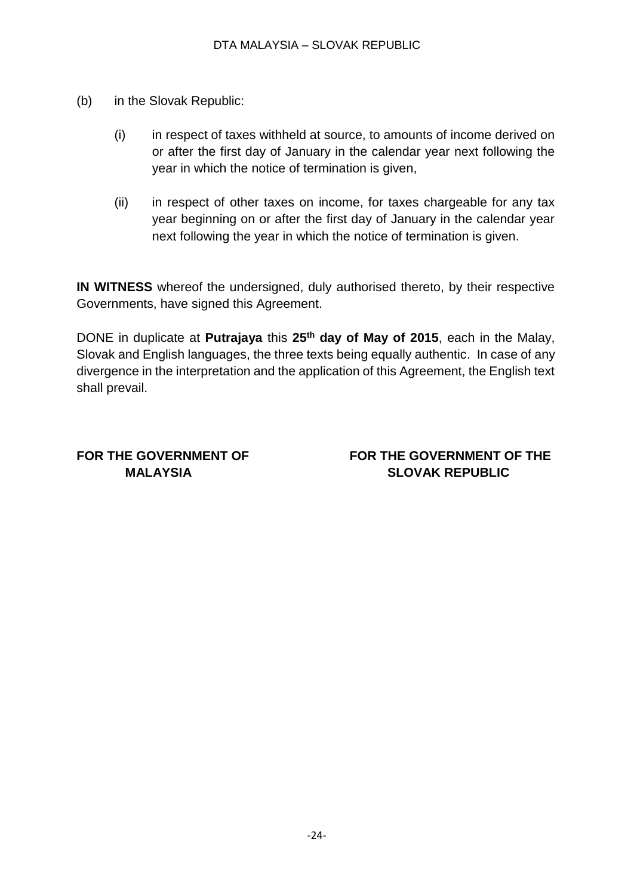(b) in the Slovak Republic:

(i) in respect of taxes withheld at source, to amounts of income derived on or after the first day of January in the calendar year next following the year in which the notice of termination is given,

(ii) in respect of other taxes on income, for taxes chargeable for any tax year beginning on or after the first day of January in the calendar year next following the year in which the notice of termination is given.

**IN WITNESS** whereof the undersigned, duly authorised thereto, by their respective Governments, have signed this Agreement.

DONE in duplicate at **Putrajaya** this **25th day of May of 2015**, each in the Malay, Slovak and English languages, the three texts being equally authentic. In case of any divergence in the interpretation and the application of this Agreement, the English text shall prevail.

**FOR THE GOVERNMENT OF MALAYSIA**

**FOR THE GOVERNMENT OF THE SLOVAK REPUBLIC**